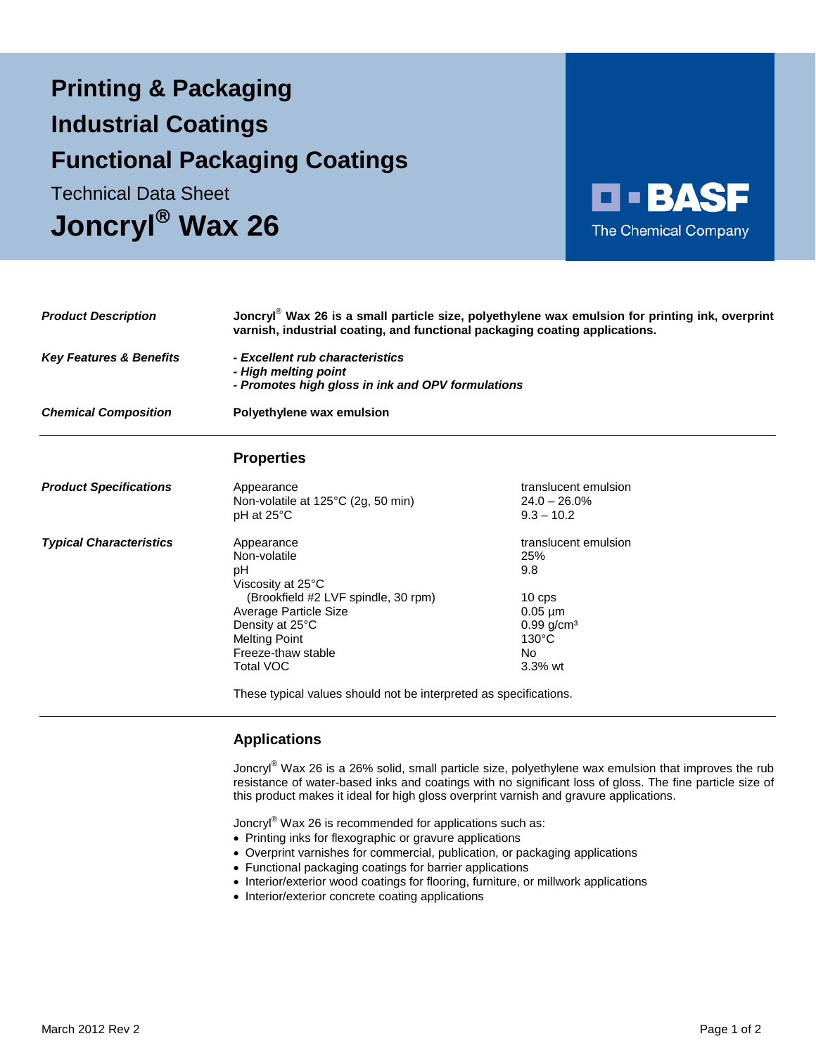# Printing & Packaging

# Industrial Coatings

# Functional Packaging Coatings

Technical Data Sheet

# Joncryl® Wax 26

BASF
The Chemical Company

***Product Description***

**Joncryl® Wax 26 is a small particle size, polyethylene wax emulsion for printing ink, overprint varnish, industrial coating, and functional packaging coating applications.**

***Key Features & Benefits***

***- Excellent rub characteristics***
***- High melting point***
***- Promotes high gloss in ink and OPV formulations***

***Chemical Composition***

**Polyethylene wax emulsion**

---

## Properties

***Product Specifications***

| | |
|---|---|
| Appearance | translucent emulsion |
| Non-volatile at 125°C (2g, 50 min) | 24.0 – 26.0% |
| pH at 25°C | 9.3 – 10.2 |

***Typical Characteristics***

| | |
|---|---|
| Appearance | translucent emulsion |
| Non-volatile | 25% |
| pH | 9.8 |
| Viscosity at 25°C (Brookfield #2 LVF spindle, 30 rpm) | 10 cps |
| Average Particle Size | 0.05 µm |
| Density at 25°C | 0.99 g/cm³ |
| Melting Point | 130°C |
| Freeze-thaw stable | No |
| Total VOC | 3.3% wt |

These typical values should not be interpreted as specifications.

---

## Applications

Joncryl® Wax 26 is a 26% solid, small particle size, polyethylene wax emulsion that improves the rub resistance of water-based inks and coatings with no significant loss of gloss. The fine particle size of this product makes it ideal for high gloss overprint varnish and gravure applications.

Joncryl® Wax 26 is recommended for applications such as:

- Printing inks for flexographic or gravure applications
- Overprint varnishes for commercial, publication, or packaging applications
- Functional packaging coatings for barrier applications
- Interior/exterior wood coatings for flooring, furniture, or millwork applications
- Interior/exterior concrete coating applications

March 2012 Rev 2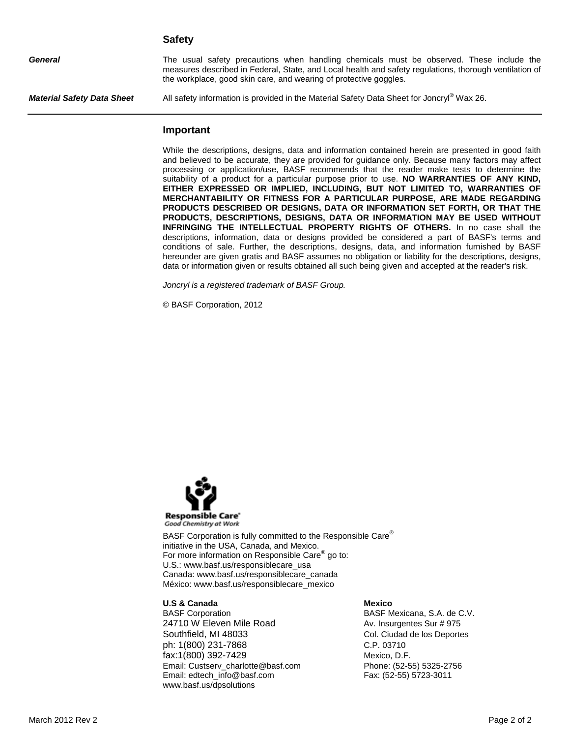## Safety

***General*** The usual safety precautions when handling chemicals must be observed. These include the measures described in Federal, State, and Local health and safety regulations, thorough ventilation of the workplace, good skin care, and wearing of protective goggles.

***Material Safety Data Sheet*** All safety information is provided in the Material Safety Data Sheet for Joncryl® Wax 26.

---

## Important

While the descriptions, designs, data and information contained herein are presented in good faith and believed to be accurate, they are provided for guidance only. Because many factors may affect processing or application/use, BASF recommends that the reader make tests to determine the suitability of a product for a particular purpose prior to use. **NO WARRANTIES OF ANY KIND, EITHER EXPRESSED OR IMPLIED, INCLUDING, BUT NOT LIMITED TO, WARRANTIES OF MERCHANTABILITY OR FITNESS FOR A PARTICULAR PURPOSE, ARE MADE REGARDING PRODUCTS DESCRIBED OR DESIGNS, DATA OR INFORMATION SET FORTH, OR THAT THE PRODUCTS, DESCRIPTIONS, DESIGNS, DATA OR INFORMATION MAY BE USED WITHOUT INFRINGING THE INTELLECTUAL PROPERTY RIGHTS OF OTHERS.** In no case shall the descriptions, information, data or designs provided be considered a part of BASF's terms and conditions of sale. Further, the descriptions, designs, data, and information furnished by BASF hereunder are given gratis and BASF assumes no obligation or liability for the descriptions, designs, data or information given or results obtained all such being given and accepted at the reader's risk.

*Joncryl is a registered trademark of BASF Group.*

© BASF Corporation, 2012

**Responsible Care®**
*Good Chemistry at Work*

BASF Corporation is fully committed to the Responsible Care® initiative in the USA, Canada, and Mexico.
For more information on Responsible Care® go to:
U.S.: www.basf.us/responsiblecare_usa
Canada: www.basf.us/responsiblecare_canada
México: www.basf.us/responsiblecare_mexico

**U.S & Canada**
BASF Corporation
24710 W Eleven Mile Road
Southfield, MI 48033
ph: 1(800) 231-7868
fax:1(800) 392-7429
Email: Custserv_charlotte@basf.com
Email: edtech_info@basf.com
www.basf.us/dpsolutions

**Mexico**
BASF Mexicana, S.A. de C.V.
Av. Insurgentes Sur # 975
Col. Ciudad de los Deportes
C.P. 03710
Mexico, D.F.
Phone: (52-55) 5325-2756
Fax: (52-55) 5723-3011

March 2012 Rev 2